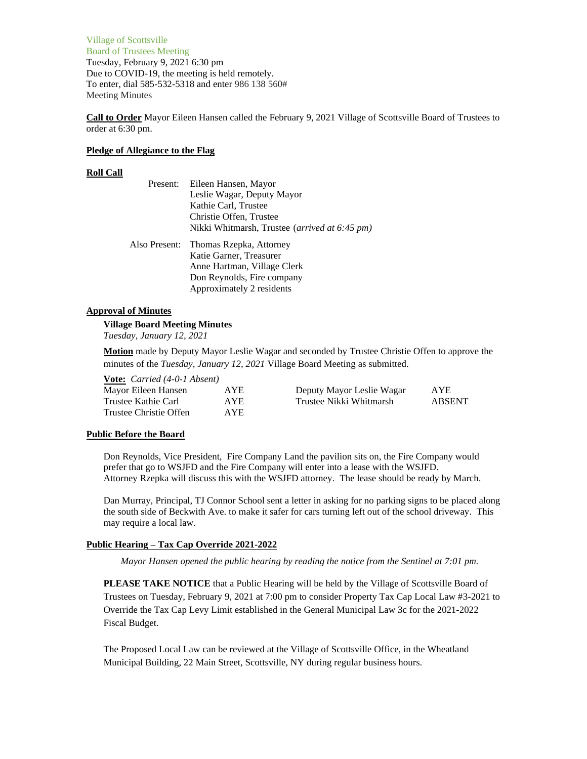Village of Scottsville
Board of Trustees Meeting
Tuesday, February 9, 2021 6:30 pm
Due to COVID-19, the meeting is held remotely.
To enter, dial 585-532-5318 and enter 986 138 560#
Meeting Minutes

**Call to Order** Mayor Eileen Hansen called the February 9, 2021 Village of Scottsville Board of Trustees to order at 6:30 pm.

**Pledge of Allegiance to the Flag**

**Roll Call**

Present:
- Eileen Hansen, Mayor
- Leslie Wagar, Deputy Mayor
- Kathie Carl, Trustee
- Christie Offen, Trustee
- Nikki Whitmarsh, Trustee (*arrived at 6:45 pm)*

Also Present:
- Thomas Rzepka, Attorney
- Katie Garner, Treasurer
- Anne Hartman, Village Clerk
- Don Reynolds, Fire company
- Approximately 2 residents

**Approval of Minutes**

**Village Board Meeting Minutes**
*Tuesday, January 12, 2021*

**Motion** made by Deputy Mayor Leslie Wagar and seconded by Trustee Christie Offen to approve the minutes of the *Tuesday, January 12, 2021* Village Board Meeting as submitted.

**Vote:** *Carried (4-0-1 Absent)*

| | | | |
|---|---|---|---|
| Mayor Eileen Hansen | AYE | Deputy Mayor Leslie Wagar | AYE |
| Trustee Kathie Carl | AYE | Trustee Nikki Whitmarsh | ABSENT |
| Trustee Christie Offen | AYE | | |

**Public Before the Board**

Don Reynolds, Vice President, Fire Company Land the pavilion sits on, the Fire Company would prefer that go to WSJFD and the Fire Company will enter into a lease with the WSJFD. Attorney Rzepka will discuss this with the WSJFD attorney. The lease should be ready by March.

Dan Murray, Principal, TJ Connor School sent a letter in asking for no parking signs to be placed along the south side of Beckwith Ave. to make it safer for cars turning left out of the school driveway. This may require a local law.

**Public Hearing – Tax Cap Override 2021-2022**

*Mayor Hansen opened the public hearing by reading the notice from the Sentinel at 7:01 pm.*

**PLEASE TAKE NOTICE** that a Public Hearing will be held by the Village of Scottsville Board of Trustees on Tuesday, February 9, 2021 at 7:00 pm to consider Property Tax Cap Local Law #3-2021 to Override the Tax Cap Levy Limit established in the General Municipal Law 3c for the 2021-2022 Fiscal Budget.

The Proposed Local Law can be reviewed at the Village of Scottsville Office, in the Wheatland Municipal Building, 22 Main Street, Scottsville, NY during regular business hours.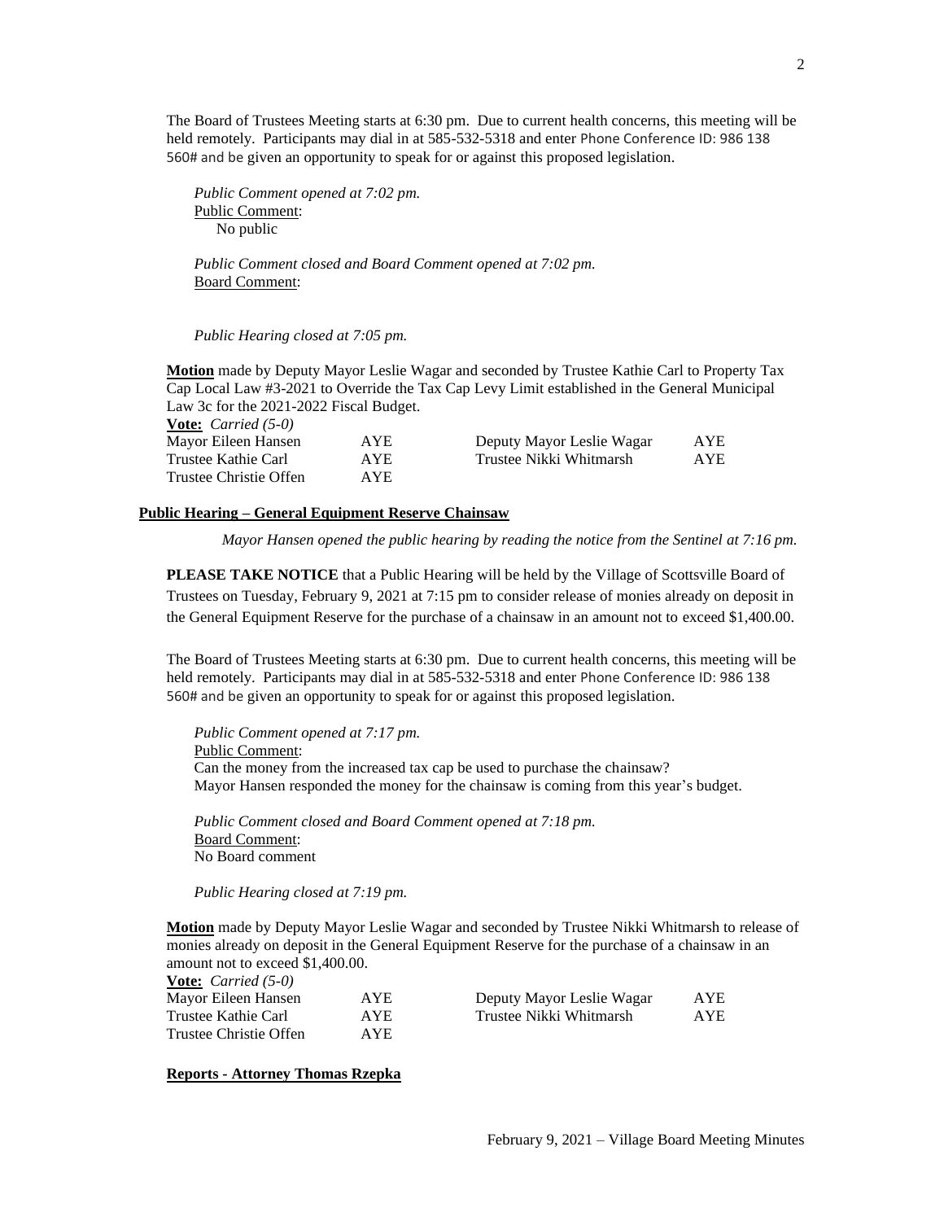The Board of Trustees Meeting starts at 6:30 pm. Due to current health concerns, this meeting will be held remotely. Participants may dial in at 585-532-5318 and enter Phone Conference ID: 986 138 560# and be given an opportunity to speak for or against this proposed legislation.

*Public Comment opened at 7:02 pm.*
Public Comment:
No public

*Public Comment closed and Board Comment opened at 7:02 pm.*
Board Comment:

*Public Hearing closed at 7:05 pm.*

**Motion** made by Deputy Mayor Leslie Wagar and seconded by Trustee Kathie Carl to Property Tax Cap Local Law #3-2021 to Override the Tax Cap Levy Limit established in the General Municipal Law 3c for the 2021-2022 Fiscal Budget.

**Vote:** *Carried (5-0)*

| | | | |
|---|---|---|---|
| Mayor Eileen Hansen | AYE | Deputy Mayor Leslie Wagar | AYE |
| Trustee Kathie Carl | AYE | Trustee Nikki Whitmarsh | AYE |
| Trustee Christie Offen | AYE | | |

## Public Hearing – General Equipment Reserve Chainsaw

*Mayor Hansen opened the public hearing by reading the notice from the Sentinel at 7:16 pm.*

**PLEASE TAKE NOTICE** that a Public Hearing will be held by the Village of Scottsville Board of Trustees on Tuesday, February 9, 2021 at 7:15 pm to consider release of monies already on deposit in the General Equipment Reserve for the purchase of a chainsaw in an amount not to exceed $1,400.00.

The Board of Trustees Meeting starts at 6:30 pm. Due to current health concerns, this meeting will be held remotely. Participants may dial in at 585-532-5318 and enter Phone Conference ID: 986 138 560# and be given an opportunity to speak for or against this proposed legislation.

*Public Comment opened at 7:17 pm.*
Public Comment:
Can the money from the increased tax cap be used to purchase the chainsaw?
Mayor Hansen responded the money for the chainsaw is coming from this year's budget.

*Public Comment closed and Board Comment opened at 7:18 pm.*
Board Comment:
No Board comment

*Public Hearing closed at 7:19 pm.*

**Motion** made by Deputy Mayor Leslie Wagar and seconded by Trustee Nikki Whitmarsh to release of monies already on deposit in the General Equipment Reserve for the purchase of a chainsaw in an amount not to exceed $1,400.00.

**Vote:** *Carried (5-0)*

| | | | |
|---|---|---|---|
| Mayor Eileen Hansen | AYE | Deputy Mayor Leslie Wagar | AYE |
| Trustee Kathie Carl | AYE | Trustee Nikki Whitmarsh | AYE |
| Trustee Christie Offen | AYE | | |

## Reports - Attorney Thomas Rzepka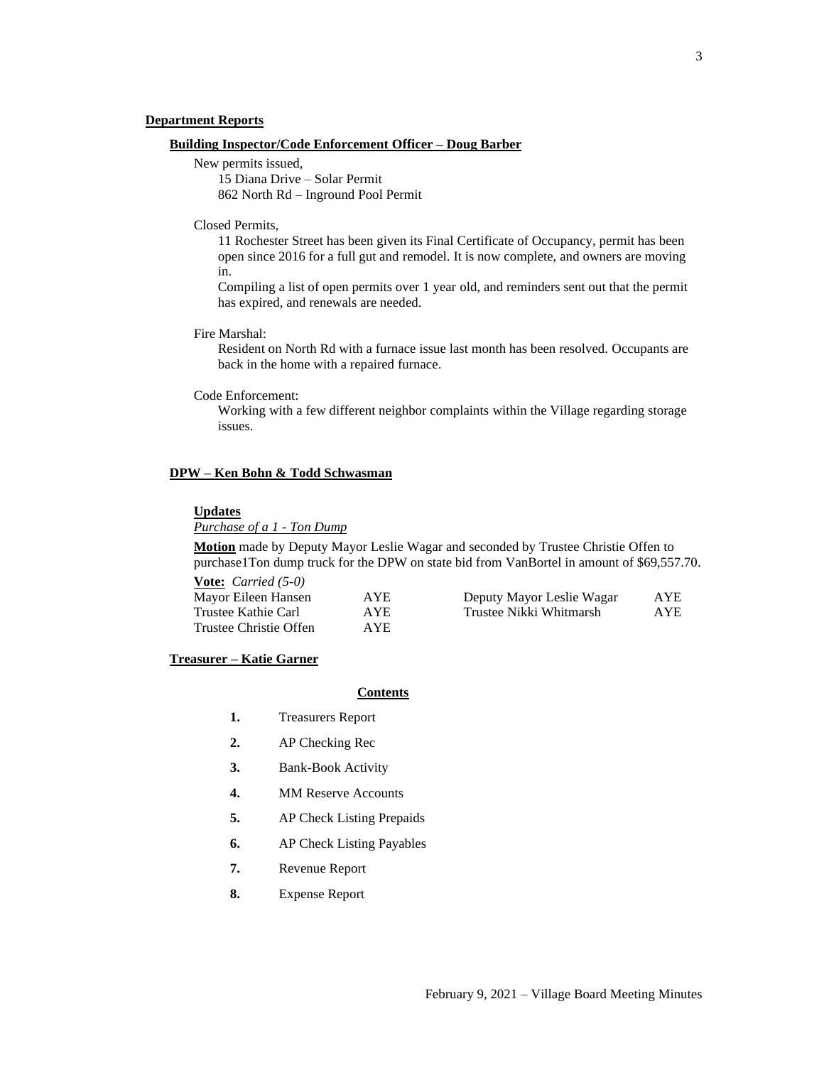## Department Reports

### Building Inspector/Code Enforcement Officer – Doug Barber

New permits issued,

15 Diana Drive – Solar Permit
862 North Rd – Inground Pool Permit

Closed Permits,

11 Rochester Street has been given its Final Certificate of Occupancy, permit has been open since 2016 for a full gut and remodel. It is now complete, and owners are moving in.

Compiling a list of open permits over 1 year old, and reminders sent out that the permit has expired, and renewals are needed.

Fire Marshal:

Resident on North Rd with a furnace issue last month has been resolved. Occupants are back in the home with a repaired furnace.

Code Enforcement:

Working with a few different neighbor complaints within the Village regarding storage issues.

### DPW – Ken Bohn & Todd Schwasman

**Updates**

*Purchase of a 1 - Ton Dump*

**Motion** made by Deputy Mayor Leslie Wagar and seconded by Trustee Christie Offen to purchase1Ton dump truck for the DPW on state bid from VanBortel in amount of $69,557.70.

**Vote:** *Carried (5-0)*

| | | | |
|---|---|---|---|
| Mayor Eileen Hansen | AYE | Deputy Mayor Leslie Wagar | AYE |
| Trustee Kathie Carl | AYE | Trustee Nikki Whitmarsh | AYE |
| Trustee Christie Offen | AYE | | |

### Treasurer – Katie Garner

**Contents**

1. Treasurers Report
2. AP Checking Rec
3. Bank-Book Activity
4. MM Reserve Accounts
5. AP Check Listing Prepaids
6. AP Check Listing Payables
7. Revenue Report
8. Expense Report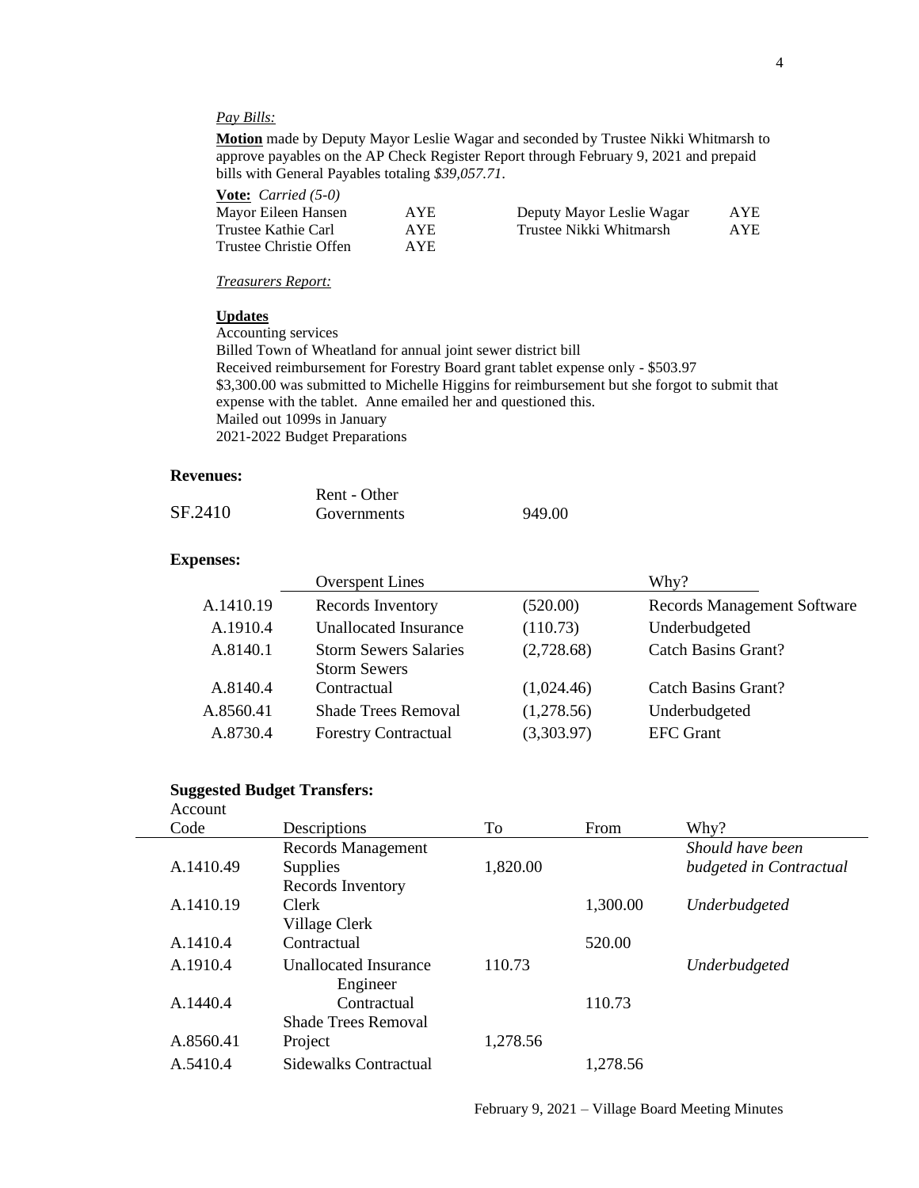*Pay Bills:*

**Motion** made by Deputy Mayor Leslie Wagar and seconded by Trustee Nikki Whitmarsh to approve payables on the AP Check Register Report through February 9, 2021 and prepaid bills with General Payables totaling *$39,057.71*.

**Vote:** *Carried (5-0)*

| | | | |
|---|---|---|---|
| Mayor Eileen Hansen | AYE | Deputy Mayor Leslie Wagar | AYE |
| Trustee Kathie Carl | AYE | Trustee Nikki Whitmarsh | AYE |
| Trustee Christie Offen | AYE | | |

*Treasurers Report:*

**Updates**

Accounting services
Billed Town of Wheatland for annual joint sewer district bill
Received reimbursement for Forestry Board grant tablet expense only - $503.97
$3,300.00 was submitted to Michelle Higgins for reimbursement but she forgot to submit that expense with the tablet. Anne emailed her and questioned this.
Mailed out 1099s in January
2021-2022 Budget Preparations

**Revenues:**

| | | |
|---|---|---|
| SF.2410 | Rent - Other Governments | 949.00 |

**Expenses:**

| | Overspent Lines | | Why? |
|---|---|---|---|
| A.1410.19 | Records Inventory | (520.00) | Records Management Software |
| A.1910.4 | Unallocated Insurance | (110.73) | Underbudgeted |
| A.8140.1 | Storm Sewers Salaries | (2,728.68) | Catch Basins Grant? |
| A.8140.4 | Storm Sewers Contractual | (1,024.46) | Catch Basins Grant? |
| A.8560.41 | Shade Trees Removal | (1,278.56) | Underbudgeted |
| A.8730.4 | Forestry Contractual | (3,303.97) | EFC Grant |

**Suggested Budget Transfers:**

| Account Code | Descriptions | To | From | Why? |
|---|---|---|---|---|
| A.1410.49 | Records Management Supplies | 1,820.00 | | *Should have been budgeted in Contractual* |
| A.1410.19 | Records Inventory Clerk | | 1,300.00 | *Underbudgeted* |
| A.1410.4 | Village Clerk Contractual | | 520.00 | |
| A.1910.4 | Unallocated Insurance | 110.73 | | *Underbudgeted* |
| A.1440.4 | Engineer Contractual | | 110.73 | |
| A.8560.41 | Shade Trees Removal Project | 1,278.56 | | |
| A.5410.4 | Sidewalks Contractual | | 1,278.56 | |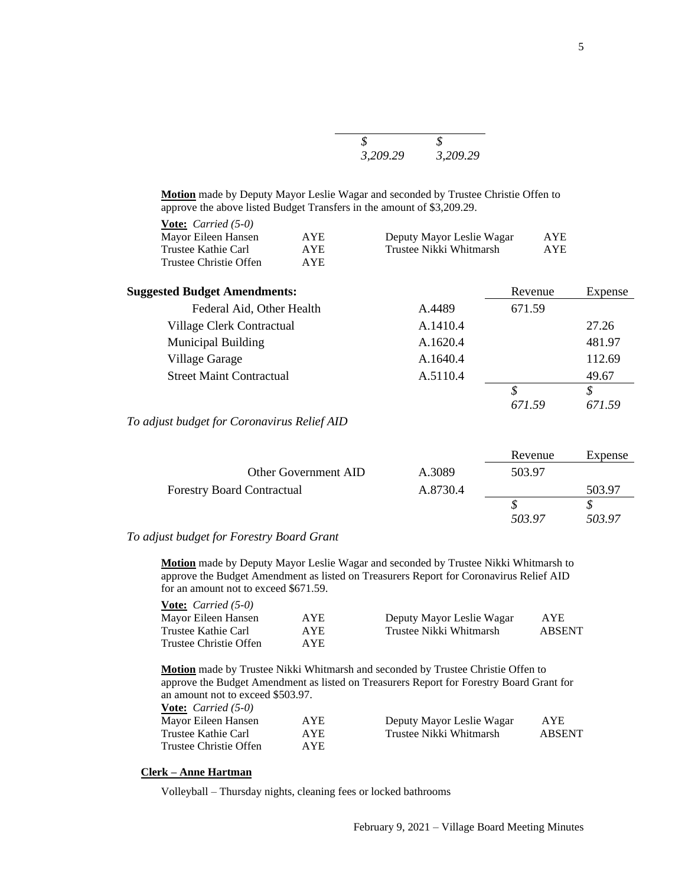| | | $ | $ |
|---|---|---|---|
| | | 3,209.29 | 3,209.29 |

**Motion** made by Deputy Mayor Leslie Wagar and seconded by Trustee Christie Offen to approve the above listed Budget Transfers in the amount of $3,209.29.

**Vote:** *Carried (5-0)*

| | | | |
|---|---|---|---|
| Mayor Eileen Hansen | AYE | Deputy Mayor Leslie Wagar | AYE |
| Trustee Kathie Carl | AYE | Trustee Nikki Whitmarsh | AYE |
| Trustee Christie Offen | AYE | | |

**Suggested Budget Amendments:**

| | | Revenue | Expense |
|---|---|---|---|
| Federal Aid, Other Health | A.4489 | 671.59 | |
| Village Clerk Contractual | A.1410.4 | | 27.26 |
| Municipal Building | A.1620.4 | | 481.97 |
| Village Garage | A.1640.4 | | 112.69 |
| Street Maint Contractual | A.5110.4 | | 49.67 |
| | | $ 671.59 | $ 671.59 |

*To adjust budget for Coronavirus Relief AID*

| | | Revenue | Expense |
|---|---|---|---|
| Other Government AID | A.3089 | 503.97 | |
| Forestry Board Contractual | A.8730.4 | | 503.97 |
| | | $ 503.97 | $ 503.97 |

*To adjust budget for Forestry Board Grant*

**Motion** made by Deputy Mayor Leslie Wagar and seconded by Trustee Nikki Whitmarsh to approve the Budget Amendment as listed on Treasurers Report for Coronavirus Relief AID for an amount not to exceed $671.59.

**Vote:** *Carried (5-0)*

| | | | |
|---|---|---|---|
| Mayor Eileen Hansen | AYE | Deputy Mayor Leslie Wagar | AYE |
| Trustee Kathie Carl | AYE | Trustee Nikki Whitmarsh | ABSENT |
| Trustee Christie Offen | AYE | | |

**Motion** made by Trustee Nikki Whitmarsh and seconded by Trustee Christie Offen to approve the Budget Amendment as listed on Treasurers Report for Forestry Board Grant for an amount not to exceed $503.97.

**Vote:** *Carried (5-0)*

| | | | |
|---|---|---|---|
| Mayor Eileen Hansen | AYE | Deputy Mayor Leslie Wagar | AYE |
| Trustee Kathie Carl | AYE | Trustee Nikki Whitmarsh | ABSENT |
| Trustee Christie Offen | AYE | | |

**Clerk – Anne Hartman**

Volleyball – Thursday nights, cleaning fees or locked bathrooms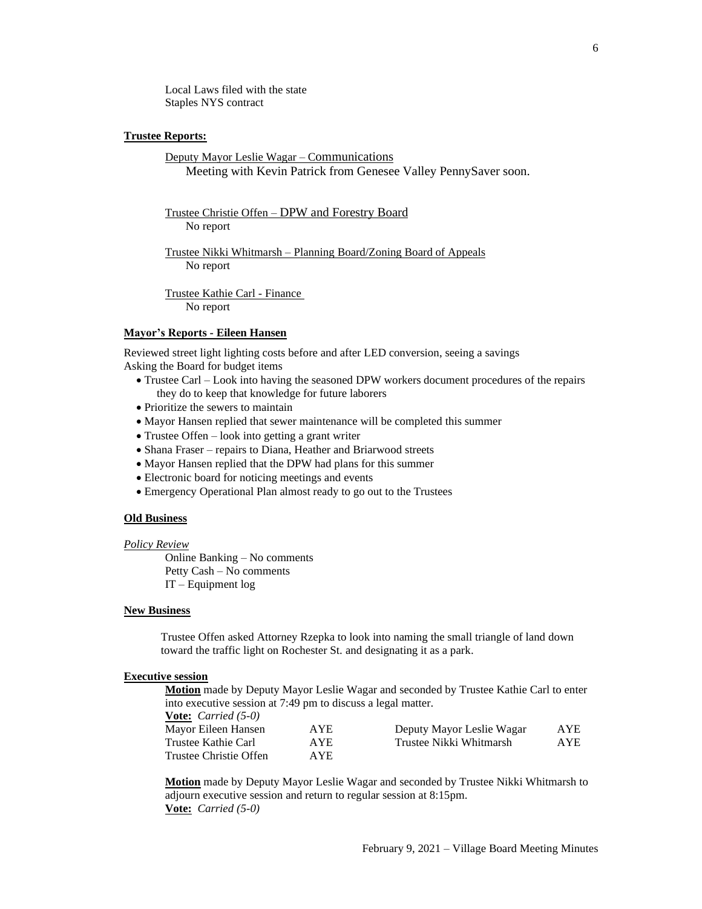Local Laws filed with the state
Staples NYS contract

**Trustee Reports:**

Deputy Mayor Leslie Wagar – Communications
Meeting with Kevin Patrick from Genesee Valley PennySaver soon.

Trustee Christie Offen – DPW and Forestry Board
No report

Trustee Nikki Whitmarsh – Planning Board/Zoning Board of Appeals
No report

Trustee Kathie Carl - Finance
No report

**Mayor's Reports - Eileen Hansen**

Reviewed street light lighting costs before and after LED conversion, seeing a savings
Asking the Board for budget items

- Trustee Carl – Look into having the seasoned DPW workers document procedures of the repairs they do to keep that knowledge for future laborers
- Prioritize the sewers to maintain
- Mayor Hansen replied that sewer maintenance will be completed this summer
- Trustee Offen – look into getting a grant writer
- Shana Fraser – repairs to Diana, Heather and Briarwood streets
- Mayor Hansen replied that the DPW had plans for this summer
- Electronic board for noticing meetings and events
- Emergency Operational Plan almost ready to go out to the Trustees

**Old Business**

*Policy Review*

Online Banking – No comments
Petty Cash – No comments
IT – Equipment log

**New Business**

Trustee Offen asked Attorney Rzepka to look into naming the small triangle of land down toward the traffic light on Rochester St. and designating it as a park.

**Executive session**

**Motion** made by Deputy Mayor Leslie Wagar and seconded by Trustee Kathie Carl to enter into executive session at 7:49 pm to discuss a legal matter.
**Vote:** *Carried (5-0)*

| | | | |
|---|---|---|---|
| Mayor Eileen Hansen | AYE | Deputy Mayor Leslie Wagar | AYE |
| Trustee Kathie Carl | AYE | Trustee Nikki Whitmarsh | AYE |
| Trustee Christie Offen | AYE | | |

**Motion** made by Deputy Mayor Leslie Wagar and seconded by Trustee Nikki Whitmarsh to adjourn executive session and return to regular session at 8:15pm.
**Vote:** *Carried (5-0)*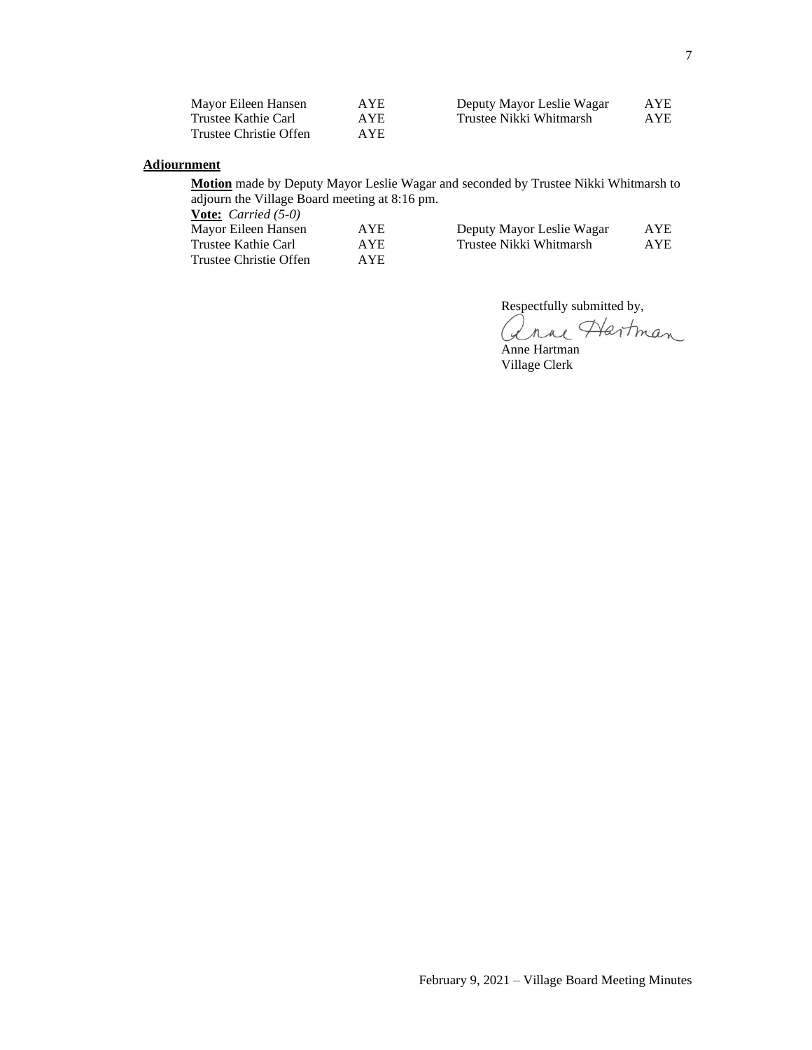| | | | |
|---|---|---|---|
| Mayor Eileen Hansen | AYE | Deputy Mayor Leslie Wagar | AYE |
| Trustee Kathie Carl | AYE | Trustee Nikki Whitmarsh | AYE |
| Trustee Christie Offen | AYE | | |

**Adjournment**

**Motion** made by Deputy Mayor Leslie Wagar and seconded by Trustee Nikki Whitmarsh to adjourn the Village Board meeting at 8:16 pm.

**Vote:** *Carried (5-0)*

| | | | |
|---|---|---|---|
| Mayor Eileen Hansen | AYE | Deputy Mayor Leslie Wagar | AYE |
| Trustee Kathie Carl | AYE | Trustee Nikki Whitmarsh | AYE |
| Trustee Christie Offen | AYE | | |

Respectfully submitted by,

Anne Hartman

Anne Hartman
Village Clerk